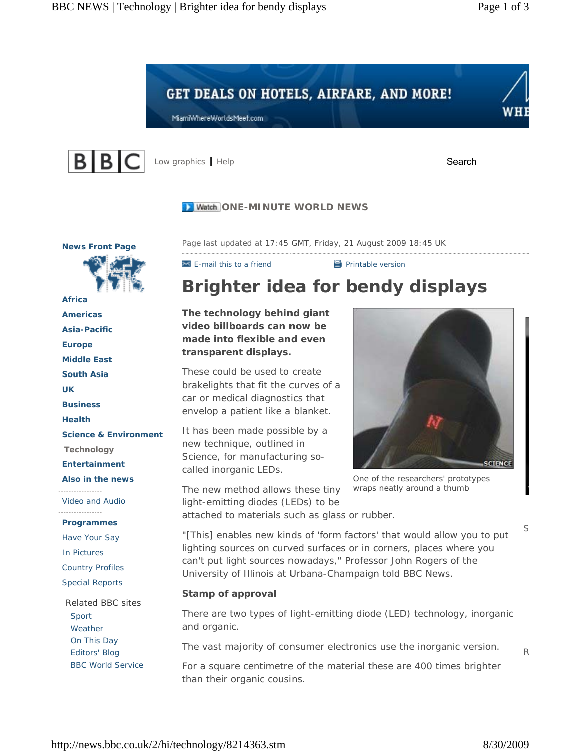# Brighter idea for bendy displays

Page last updated at 17:45 GMT, Friday, 21 August 2009 18:45 UK

**The technology behind giant video billboards can now be made into flexible and even transparent displays.**

These could be used to create brakelights that fit the curves of a car or medical diagnostics that envelop a patient like a blanket.

It has been made possible by a new technique, outlined in Science, for manufacturing so-called inorganic LEDs.

One of the researchers' prototypes wraps neatly around a thumb

The new method allows these tiny light-emitting diodes (LEDs) to be attached to materials such as glass or rubber.

"[This] enables new kinds of 'form factors' that would allow you to put lighting sources on curved surfaces or in corners, places where you can't put light sources nowadays," Professor John Rogers of the University of Illinois at Urbana-Champaign told BBC News.

**Stamp of approval**

There are two types of light-emitting diode (LED) technology, inorganic and organic.

The vast majority of consumer electronics use the inorganic version.

For a square centimetre of the material these are 400 times brighter than their organic cousins.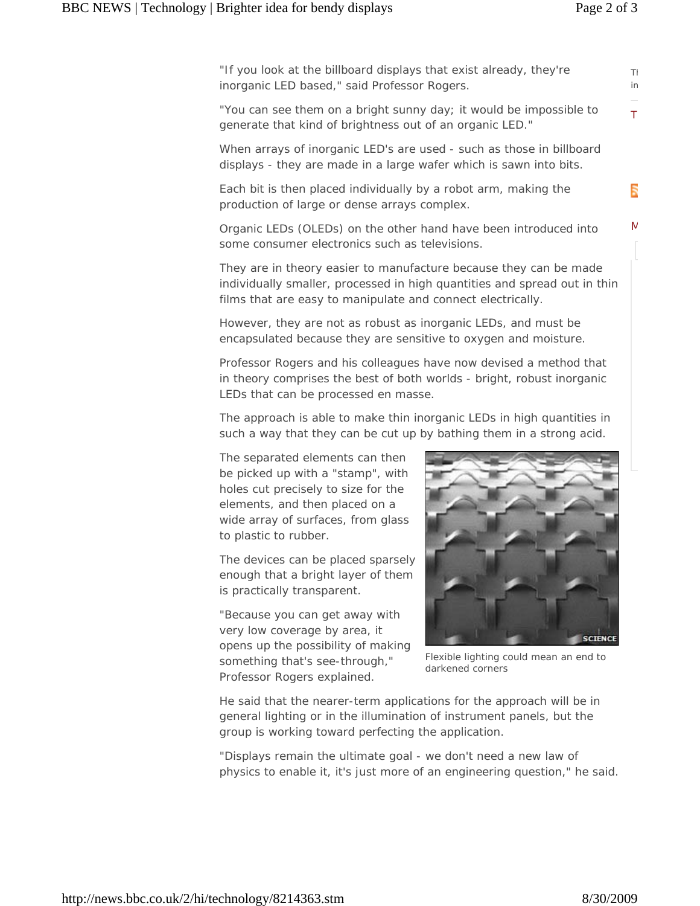"If you look at the billboard displays that exist already, they're inorganic LED based," said Professor Rogers.

"You can see them on a bright sunny day; it would be impossible to generate that kind of brightness out of an organic LED."

When arrays of inorganic LED's are used - such as those in billboard displays - they are made in a large wafer which is sawn into bits.

Each bit is then placed individually by a robot arm, making the production of large or dense arrays complex.

Organic LEDs (OLEDs) on the other hand have been introduced into some consumer electronics such as televisions.

They are in theory easier to manufacture because they can be made individually smaller, processed in high quantities and spread out in thin films that are easy to manipulate and connect electrically.

However, they are not as robust as inorganic LEDs, and must be encapsulated because they are sensitive to oxygen and moisture.

Professor Rogers and his colleagues have now devised a method that in theory comprises the best of both worlds - bright, robust inorganic LEDs that can be processed en masse.

The approach is able to make thin inorganic LEDs in high quantities in such a way that they can be cut up by bathing them in a strong acid.

The separated elements can then be picked up with a "stamp", with holes cut precisely to size for the elements, and then placed on a wide array of surfaces, from glass to plastic to rubber.

The devices can be placed sparsely enough that a bright layer of them is practically transparent.

"Because you can get away with very low coverage by area, it opens up the possibility of making something that's see-through," Professor Rogers explained.

SCIENCE

Flexible lighting could mean an end to darkened corners

He said that the nearer-term applications for the approach will be in general lighting or in the illumination of instrument panels, but the group is working toward perfecting the application.

"Displays remain the ultimate goal - we don't need a new law of physics to enable it, it's just more of an engineering question," he said.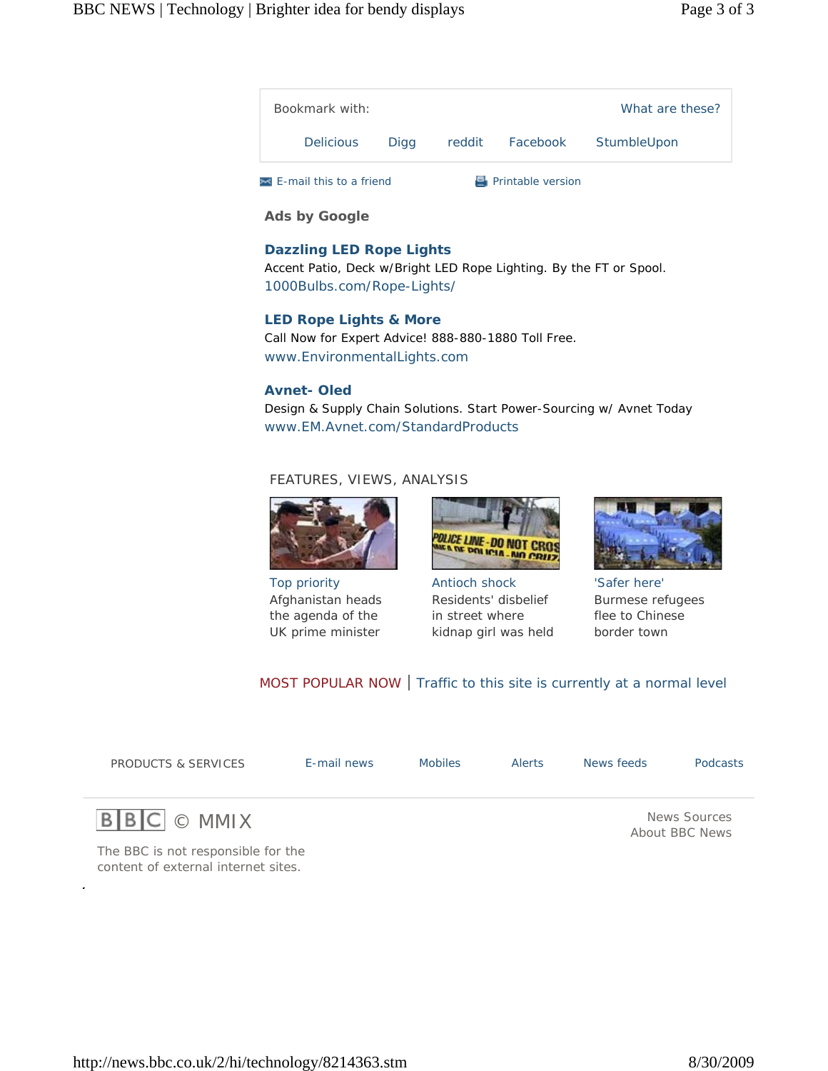Bookmark with: What are these?

Delicious Digg reddit Facebook StumbleUpon

E-mail this to a friend Printable version

**Ads by Google**

**Dazzling LED Rope Lights**
Accent Patio, Deck w/Bright LED Rope Lighting. By the FT or Spool.
1000Bulbs.com/Rope-Lights/

**LED Rope Lights & More**
Call Now for Expert Advice! 888-880-1880 Toll Free.
www.EnvironmentalLights.com

**Avnet- Oled**
Design & Supply Chain Solutions. Start Power-Sourcing w/ Avnet Today
www.EM.Avnet.com/StandardProducts

FEATURES, VIEWS, ANALYSIS

Top priority
Afghanistan heads the agenda of the UK prime minister

Antioch shock
Residents' disbelief in street where kidnap girl was held

'Safer here'
Burmese refugees flee to Chinese border town

MOST POPULAR NOW | Traffic to this site is currently at a normal level

PRODUCTS & SERVICES E-mail news Mobiles Alerts News feeds Podcasts

BBC © MMIX

News Sources
About BBC News

The BBC is not responsible for the content of external internet sites.